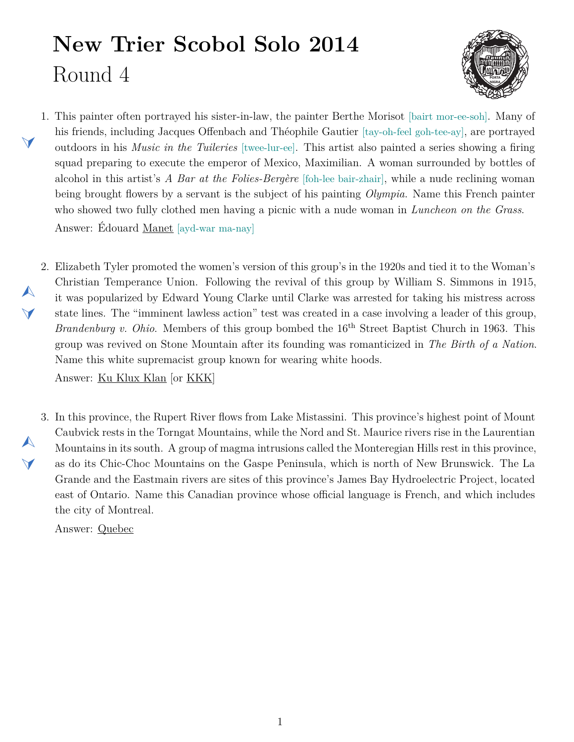# New Trier Scobol Solo 2014

## Round 4

1. This painter often portrayed his sister-in-law, the painter Berthe Morisot [bairt mor-ee-soh]. Many of his friends, including Jacques Offenbach and Théophile Gautier [tay-oh-feel goh-tee-ay], are portrayed outdoors in his *Music in the Tuileries* [twee-lur-ee]. This artist also painted a series showing a firing squad preparing to execute the emperor of Mexico, Maximilian. A woman surrounded by bottles of alcohol in this artist's *A Bar at the Folies-Bergère* [foh-lee bair-zhair], while a nude reclining woman being brought flowers by a servant is the subject of his painting *Olympia*. Name this French painter who showed two fully clothed men having a picnic with a nude woman in *Luncheon on the Grass*.

   Answer: Édouard Manet [ayd-war ma-nay]

2. Elizabeth Tyler promoted the women's version of this group's in the 1920s and tied it to the Woman's Christian Temperance Union. Following the revival of this group by William S. Simmons in 1915, it was popularized by Edward Young Clarke until Clarke was arrested for taking his mistress across state lines. The "imminent lawless action" test was created in a case involving a leader of this group, *Brandenburg v. Ohio*. Members of this group bombed the 16th Street Baptist Church in 1963. This group was revived on Stone Mountain after its founding was romanticized in *The Birth of a Nation*. Name this white supremacist group known for wearing white hoods.

   Answer: Ku Klux Klan [or KKK]

3. In this province, the Rupert River flows from Lake Mistassini. This province's highest point of Mount Caubvick rests in the Torngat Mountains, while the Nord and St. Maurice rivers rise in the Laurentian Mountains in its south. A group of magma intrusions called the Monteregian Hills rest in this province, as do its Chic-Choc Mountains on the Gaspe Peninsula, which is north of New Brunswick. The La Grande and the Eastmain rivers are sites of this province's James Bay Hydroelectric Project, located east of Ontario. Name this Canadian province whose official language is French, and which includes the city of Montreal.

   Answer: Quebec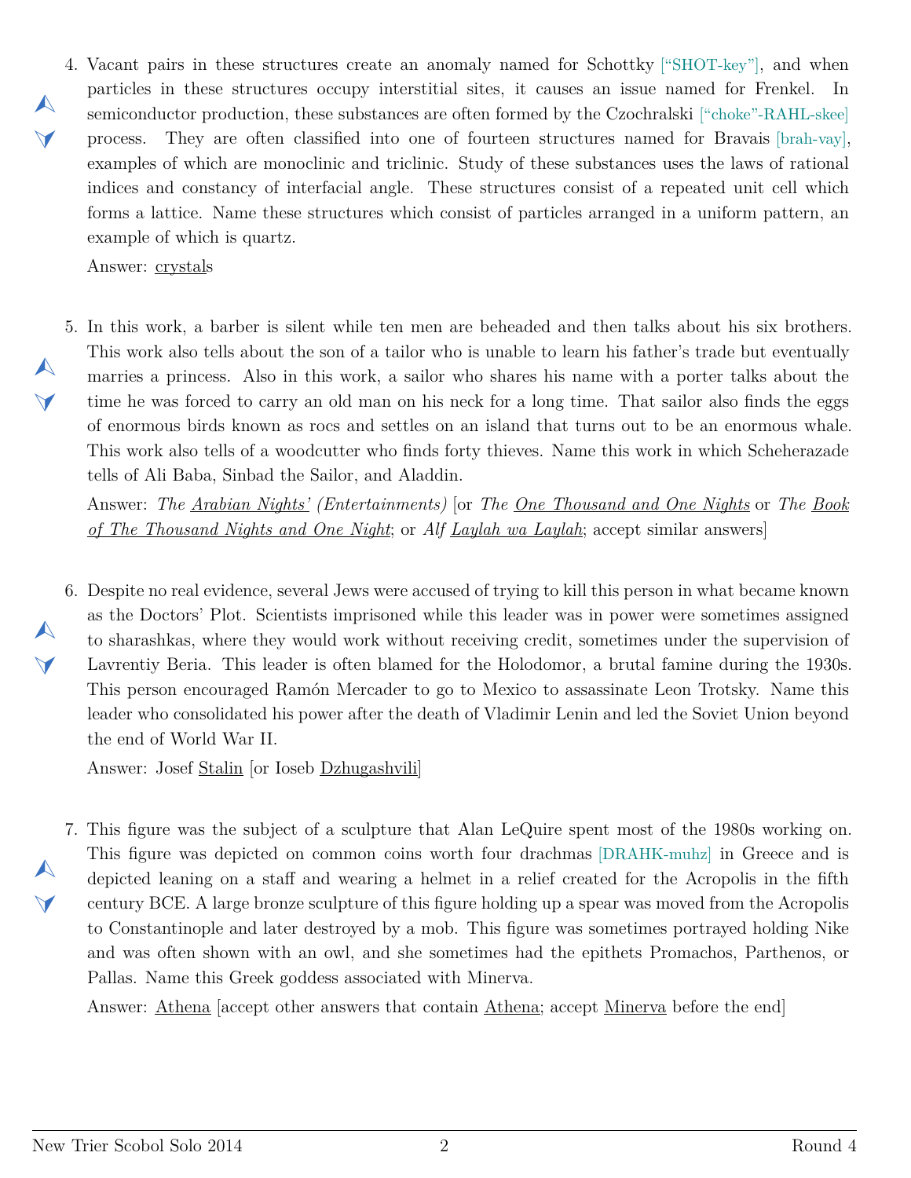4. Vacant pairs in these structures create an anomaly named for Schottky ["SHOT-key"], and when particles in these structures occupy interstitial sites, it causes an issue named for Frenkel. In semiconductor production, these substances are often formed by the Czochralski ["choke"-RAHL-skee] process. They are often classified into one of fourteen structures named for Bravais [brah-vay], examples of which are monoclinic and triclinic. Study of these substances uses the laws of rational indices and constancy of interfacial angle. These structures consist of a repeated unit cell which forms a lattice. Name these structures which consist of particles arranged in a uniform pattern, an example of which is quartz.

   Answer: <u>crystal</u>s

5. In this work, a barber is silent while ten men are beheaded and then talks about his six brothers. This work also tells about the son of a tailor who is unable to learn his father's trade but eventually marries a princess. Also in this work, a sailor who shares his name with a porter talks about the time he was forced to carry an old man on his neck for a long time. That sailor also finds the eggs of enormous birds known as rocs and settles on an island that turns out to be an enormous whale. This work also tells of a woodcutter who finds forty thieves. Name this work in which Scheherazade tells of Ali Baba, Sinbad the Sailor, and Aladdin.

   Answer: *The <u>Arabian Nights'</u> (Entertainments)* [or *The <u>One Thousand and One Nights</u>* or *The <u>Book of The Thousand Nights and One Night</u>*; or *Alf <u>Laylah wa Laylah</u>*; accept similar answers]

6. Despite no real evidence, several Jews were accused of trying to kill this person in what became known as the Doctors' Plot. Scientists imprisoned while this leader was in power were sometimes assigned to sharashkas, where they would work without receiving credit, sometimes under the supervision of Lavrentiy Beria. This leader is often blamed for the Holodomor, a brutal famine during the 1930s. This person encouraged Ramón Mercader to go to Mexico to assassinate Leon Trotsky. Name this leader who consolidated his power after the death of Vladimir Lenin and led the Soviet Union beyond the end of World War II.

   Answer: Josef <u>Stalin</u> [or Ioseb <u>Dzhugashvili</u>]

7. This figure was the subject of a sculpture that Alan LeQuire spent most of the 1980s working on. This figure was depicted on common coins worth four drachmas [DRAHK-muhz] in Greece and is depicted leaning on a staff and wearing a helmet in a relief created for the Acropolis in the fifth century BCE. A large bronze sculpture of this figure holding up a spear was moved from the Acropolis to Constantinople and later destroyed by a mob. This figure was sometimes portrayed holding Nike and was often shown with an owl, and she sometimes had the epithets Promachos, Parthenos, or Pallas. Name this Greek goddess associated with Minerva.

   Answer: <u>Athena</u> [accept other answers that contain <u>Athena</u>; accept <u>Minerva</u> before the end]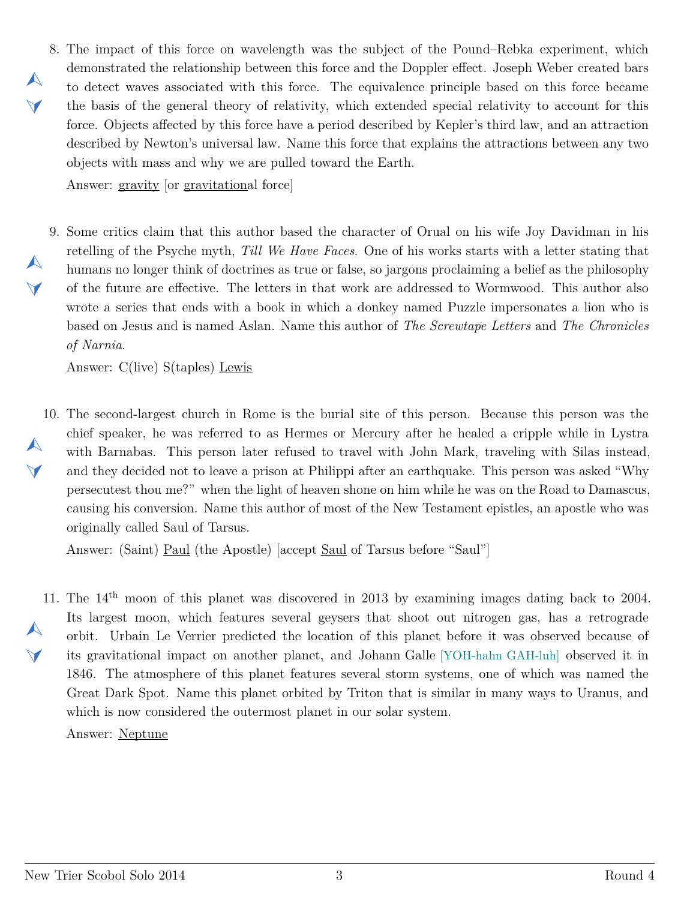8. The impact of this force on wavelength was the subject of the Pound–Rebka experiment, which demonstrated the relationship between this force and the Doppler effect. Joseph Weber created bars to detect waves associated with this force. The equivalence principle based on this force became the basis of the general theory of relativity, which extended special relativity to account for this force. Objects affected by this force have a period described by Kepler's third law, and an attraction described by Newton's universal law. Name this force that explains the attractions between any two objects with mass and why we are pulled toward the Earth.

   Answer: gravity [or gravitational force]

9. Some critics claim that this author based the character of Orual on his wife Joy Davidman in his retelling of the Psyche myth, *Till We Have Faces*. One of his works starts with a letter stating that humans no longer think of doctrines as true or false, so jargons proclaiming a belief as the philosophy of the future are effective. The letters in that work are addressed to Wormwood. This author also wrote a series that ends with a book in which a donkey named Puzzle impersonates a lion who is based on Jesus and is named Aslan. Name this author of *The Screwtape Letters* and *The Chronicles of Narnia*.

   Answer: C(live) S(taples) Lewis

10. The second-largest church in Rome is the burial site of this person. Because this person was the chief speaker, he was referred to as Hermes or Mercury after he healed a cripple while in Lystra with Barnabas. This person later refused to travel with John Mark, traveling with Silas instead, and they decided not to leave a prison at Philippi after an earthquake. This person was asked "Why persecutest thou me?" when the light of heaven shone on him while he was on the Road to Damascus, causing his conversion. Name this author of most of the New Testament epistles, an apostle who was originally called Saul of Tarsus.

    Answer: (Saint) Paul (the Apostle) [accept Saul of Tarsus before "Saul"]

11. The 14th moon of this planet was discovered in 2013 by examining images dating back to 2004. Its largest moon, which features several geysers that shoot out nitrogen gas, has a retrograde orbit. Urbain Le Verrier predicted the location of this planet before it was observed because of its gravitational impact on another planet, and Johann Galle [YOH-hahn GAH-luh] observed it in 1846. The atmosphere of this planet features several storm systems, one of which was named the Great Dark Spot. Name this planet orbited by Triton that is similar in many ways to Uranus, and which is now considered the outermost planet in our solar system.

    Answer: Neptune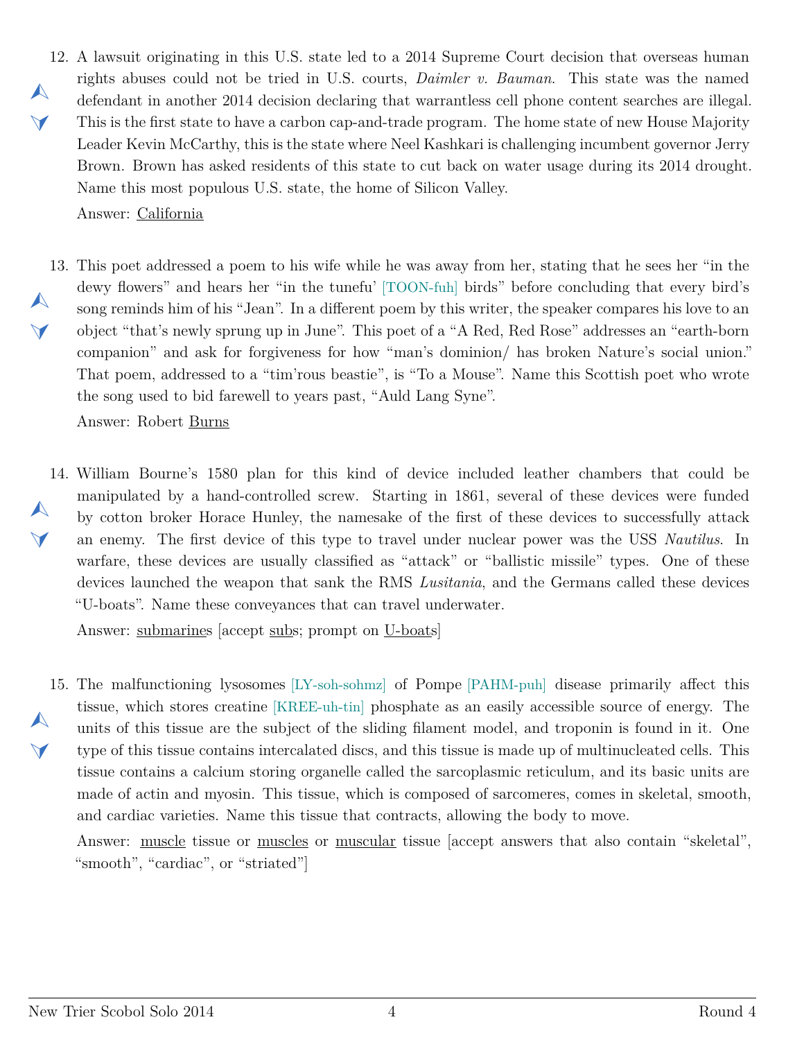12. A lawsuit originating in this U.S. state led to a 2014 Supreme Court decision that overseas human rights abuses could not be tried in U.S. courts, *Daimler v. Bauman*. This state was the named defendant in another 2014 decision declaring that warrantless cell phone content searches are illegal. This is the first state to have a carbon cap-and-trade program. The home state of new House Majority Leader Kevin McCarthy, this is the state where Neel Kashkari is challenging incumbent governor Jerry Brown. Brown has asked residents of this state to cut back on water usage during its 2014 drought. Name this most populous U.S. state, the home of Silicon Valley.

    Answer: California

13. This poet addressed a poem to his wife while he was away from her, stating that he sees her "in the dewy flowers" and hears her "in the tunefu' [TOON-fuh] birds" before concluding that every bird's song reminds him of his "Jean". In a different poem by this writer, the speaker compares his love to an object "that's newly sprung up in June". This poet of a "A Red, Red Rose" addresses an "earth-born companion" and ask for forgiveness for how "man's dominion/ has broken Nature's social union." That poem, addressed to a "tim'rous beastie", is "To a Mouse". Name this Scottish poet who wrote the song used to bid farewell to years past, "Auld Lang Syne".

    Answer: Robert Burns

14. William Bourne's 1580 plan for this kind of device included leather chambers that could be manipulated by a hand-controlled screw. Starting in 1861, several of these devices were funded by cotton broker Horace Hunley, the namesake of the first of these devices to successfully attack an enemy. The first device of this type to travel under nuclear power was the USS *Nautilus*. In warfare, these devices are usually classified as "attack" or "ballistic missile" types. One of these devices launched the weapon that sank the RMS *Lusitania*, and the Germans called these devices "U-boats". Name these conveyances that can travel underwater.

    Answer: submarines [accept subs; prompt on U-boats]

15. The malfunctioning lysosomes [LY-soh-sohmz] of Pompe [PAHM-puh] disease primarily affect this tissue, which stores creatine [KREE-uh-tin] phosphate as an easily accessible source of energy. The units of this tissue are the subject of the sliding filament model, and troponin is found in it. One type of this tissue contains intercalated discs, and this tissue is made up of multinucleated cells. This tissue contains a calcium storing organelle called the sarcoplasmic reticulum, and its basic units are made of actin and myosin. This tissue, which is composed of sarcomeres, comes in skeletal, smooth, and cardiac varieties. Name this tissue that contracts, allowing the body to move.

    Answer: muscle tissue or muscles or muscular tissue [accept answers that also contain "skeletal", "smooth", "cardiac", or "striated"]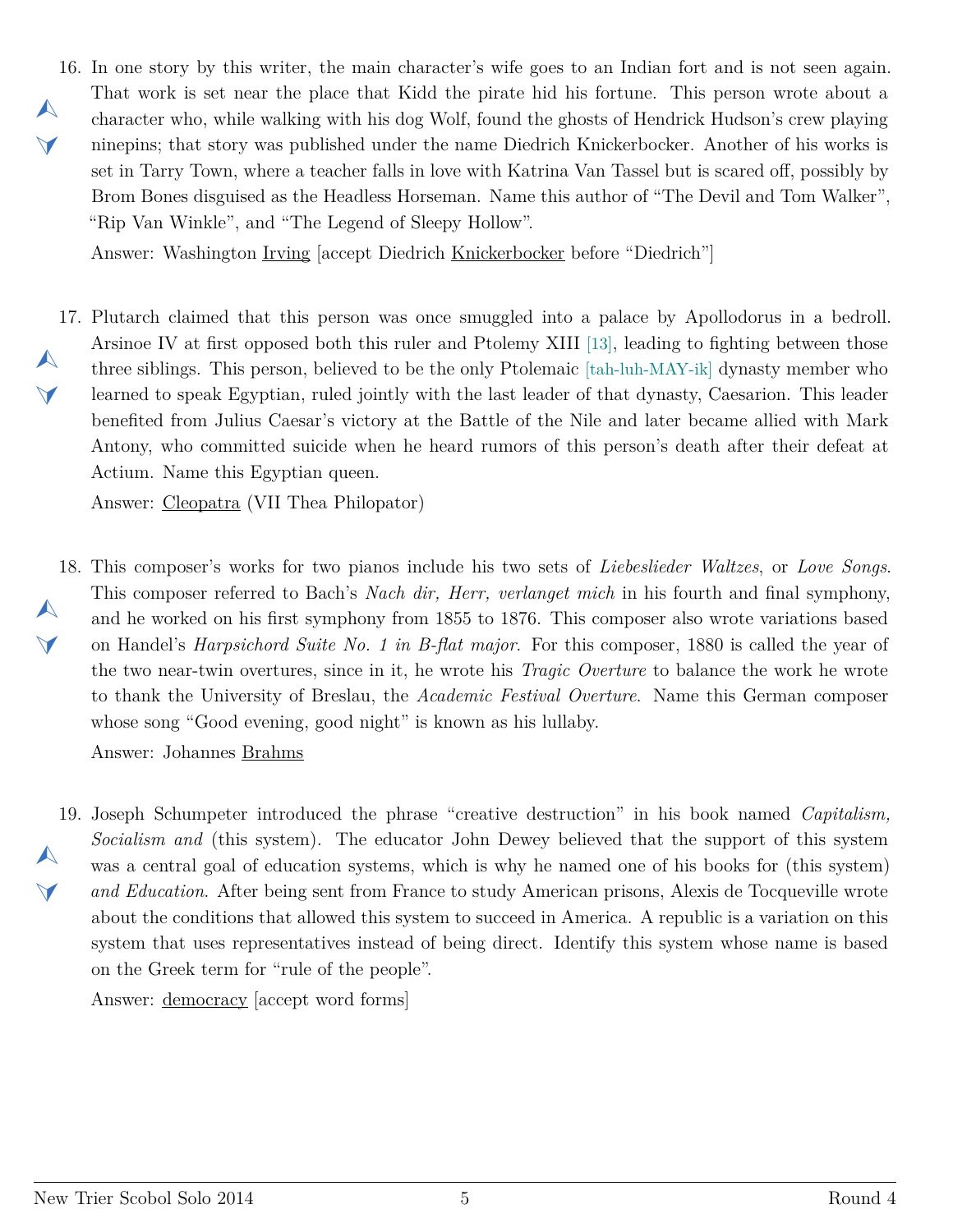16. In one story by this writer, the main character's wife goes to an Indian fort and is not seen again. That work is set near the place that Kidd the pirate hid his fortune. This person wrote about a character who, while walking with his dog Wolf, found the ghosts of Hendrick Hudson's crew playing ninepins; that story was published under the name Diedrich Knickerbocker. Another of his works is set in Tarry Town, where a teacher falls in love with Katrina Van Tassel but is scared off, possibly by Brom Bones disguised as the Headless Horseman. Name this author of "The Devil and Tom Walker", "Rip Van Winkle", and "The Legend of Sleepy Hollow".

    Answer: Washington <u>Irving</u> [accept Diedrich <u>Knickerbocker</u> before "Diedrich"]

17. Plutarch claimed that this person was once smuggled into a palace by Apollodorus in a bedroll. Arsinoe IV at first opposed both this ruler and Ptolemy XIII [13], leading to fighting between those three siblings. This person, believed to be the only Ptolemaic [tah-luh-MAY-ik] dynasty member who learned to speak Egyptian, ruled jointly with the last leader of that dynasty, Caesarion. This leader benefited from Julius Caesar's victory at the Battle of the Nile and later became allied with Mark Antony, who committed suicide when he heard rumors of this person's death after their defeat at Actium. Name this Egyptian queen.

    Answer: <u>Cleopatra</u> (VII Thea Philopator)

18. This composer's works for two pianos include his two sets of *Liebeslieder Waltzes*, or *Love Songs*. This composer referred to Bach's *Nach dir, Herr, verlanget mich* in his fourth and final symphony, and he worked on his first symphony from 1855 to 1876. This composer also wrote variations based on Handel's *Harpsichord Suite No. 1 in B-flat major*. For this composer, 1880 is called the year of the two near-twin overtures, since in it, he wrote his *Tragic Overture* to balance the work he wrote to thank the University of Breslau, the *Academic Festival Overture*. Name this German composer whose song "Good evening, good night" is known as his lullaby.

    Answer: Johannes <u>Brahms</u>

19. Joseph Schumpeter introduced the phrase "creative destruction" in his book named *Capitalism, Socialism and* (this system). The educator John Dewey believed that the support of this system was a central goal of education systems, which is why he named one of his books for (this system) *and Education*. After being sent from France to study American prisons, Alexis de Tocqueville wrote about the conditions that allowed this system to succeed in America. A republic is a variation on this system that uses representatives instead of being direct. Identify this system whose name is based on the Greek term for "rule of the people".

    Answer: <u>democracy</u> [accept word forms]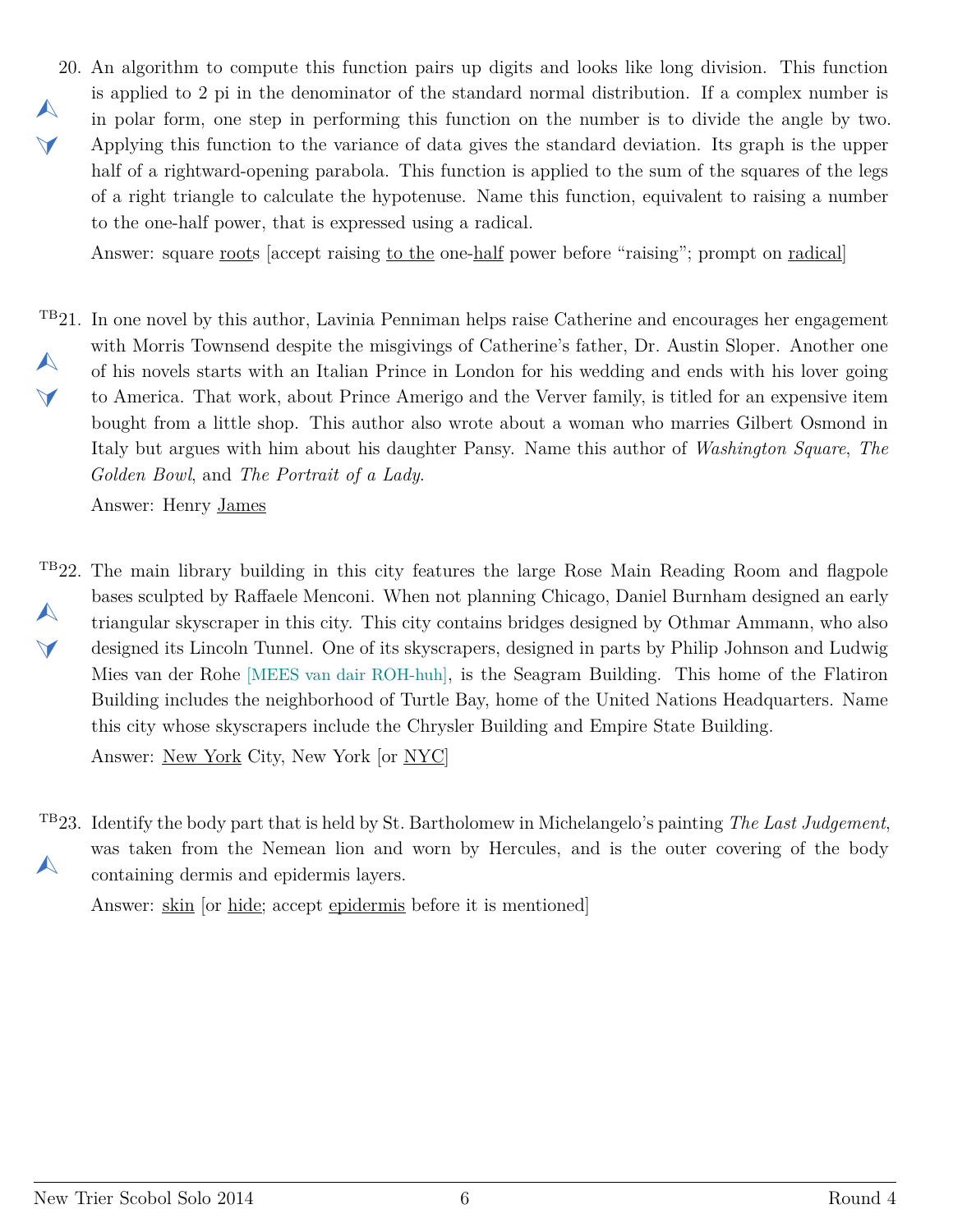20. An algorithm to compute this function pairs up digits and looks like long division. This function is applied to 2 pi in the denominator of the standard normal distribution. If a complex number is in polar form, one step in performing this function on the number is to divide the angle by two. Applying this function to the variance of data gives the standard deviation. Its graph is the upper half of a rightward-opening parabola. This function is applied to the sum of the squares of the legs of a right triangle to calculate the hypotenuse. Name this function, equivalent to raising a number to the one-half power, that is expressed using a radical.

    Answer: square <u>roots</u> [accept raising <u>to the</u> one-<u>half</u> power before "raising"; prompt on <u>radical</u>]

TB21. In one novel by this author, Lavinia Penniman helps raise Catherine and encourages her engagement with Morris Townsend despite the misgivings of Catherine's father, Dr. Austin Sloper. Another one of his novels starts with an Italian Prince in London for his wedding and ends with his lover going to America. That work, about Prince Amerigo and the Verver family, is titled for an expensive item bought from a little shop. This author also wrote about a woman who marries Gilbert Osmond in Italy but argues with him about his daughter Pansy. Name this author of *Washington Square*, *The Golden Bowl*, and *The Portrait of a Lady*.

    Answer: Henry <u>James</u>

TB22. The main library building in this city features the large Rose Main Reading Room and flagpole bases sculpted by Raffaele Menconi. When not planning Chicago, Daniel Burnham designed an early triangular skyscraper in this city. This city contains bridges designed by Othmar Ammann, who also designed its Lincoln Tunnel. One of its skyscrapers, designed in parts by Philip Johnson and Ludwig Mies van der Rohe [MEES van dair ROH-huh], is the Seagram Building. This home of the Flatiron Building includes the neighborhood of Turtle Bay, home of the United Nations Headquarters. Name this city whose skyscrapers include the Chrysler Building and Empire State Building.

    Answer: <u>New York</u> City, New York [or <u>NYC</u>]

TB23. Identify the body part that is held by St. Bartholomew in Michelangelo's painting *The Last Judgement*, was taken from the Nemean lion and worn by Hercules, and is the outer covering of the body containing dermis and epidermis layers.

    Answer: <u>skin</u> [or <u>hide</u>; accept <u>epidermis</u> before it is mentioned]